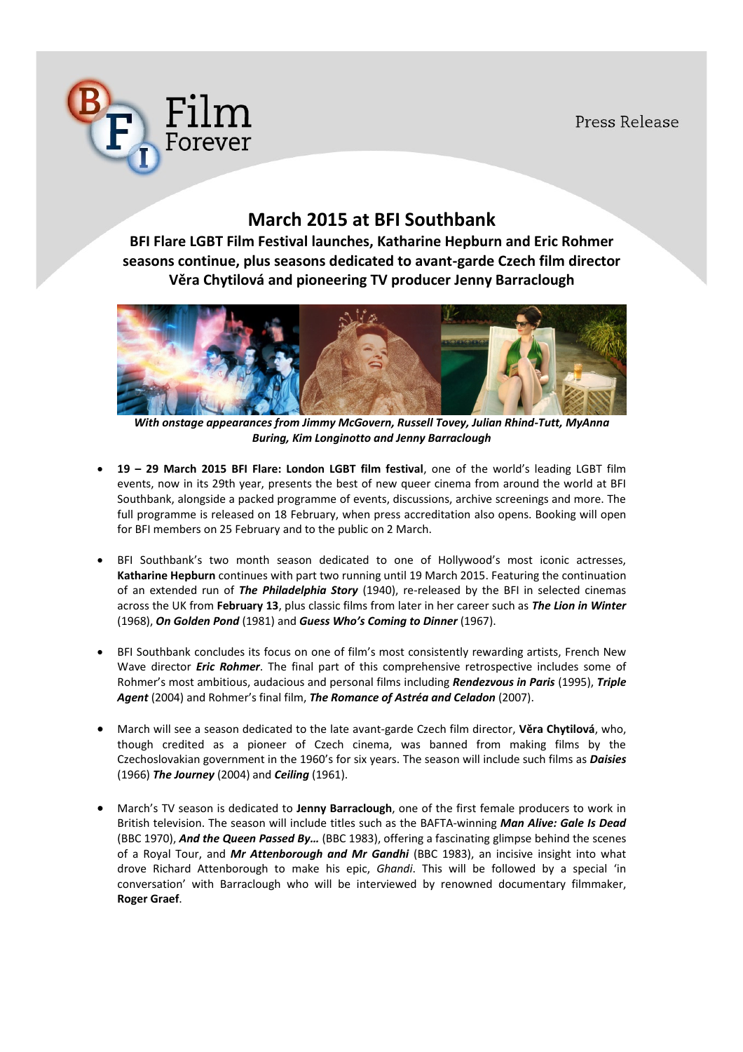Press Release

# March 2015 at BFI Southbank

**BFI Flare LGBT Film Festival launches, Katharine Hepburn and Eric Rohmer seasons continue, plus seasons dedicated to avant-garde Czech film director Věra Chytilová and pioneering TV producer Jenny Barraclough**

***With onstage appearances from Jimmy McGovern, Russell Tovey, Julian Rhind-Tutt, MyAnna Buring, Kim Longinotto and Jenny Barraclough***

- **19 – 29 March 2015 BFI Flare: London LGBT film festival**, one of the world's leading LGBT film events, now in its 29th year, presents the best of new queer cinema from around the world at BFI Southbank, alongside a packed programme of events, discussions, archive screenings and more. The full programme is released on 18 February, when press accreditation also opens. Booking will open for BFI members on 25 February and to the public on 2 March.

- BFI Southbank's two month season dedicated to one of Hollywood's most iconic actresses, **Katharine Hepburn** continues with part two running until 19 March 2015. Featuring the continuation of an extended run of ***The Philadelphia Story*** (1940), re-released by the BFI in selected cinemas across the UK from **February 13**, plus classic films from later in her career such as ***The Lion in Winter*** (1968), ***On Golden Pond*** (1981) and ***Guess Who's Coming to Dinner*** (1967).

- BFI Southbank concludes its focus on one of film's most consistently rewarding artists, French New Wave director ***Eric Rohmer***. The final part of this comprehensive retrospective includes some of Rohmer's most ambitious, audacious and personal films including ***Rendezvous in Paris*** (1995), ***Triple Agent*** (2004) and Rohmer's final film, ***The Romance of Astréa and Celadon*** (2007).

- March will see a season dedicated to the late avant-garde Czech film director, **Věra Chytilová**, who, though credited as a pioneer of Czech cinema, was banned from making films by the Czechoslovakian government in the 1960's for six years. The season will include such films as ***Daisies*** (1966) ***The Journey*** (2004) and ***Ceiling*** (1961).

- March's TV season is dedicated to **Jenny Barraclough**, one of the first female producers to work in British television. The season will include titles such as the BAFTA-winning ***Man Alive: Gale Is Dead*** (BBC 1970), ***And the Queen Passed By…*** (BBC 1983), offering a fascinating glimpse behind the scenes of a Royal Tour, and ***Mr Attenborough and Mr Gandhi*** (BBC 1983), an incisive insight into what drove Richard Attenborough to make his epic, *Ghandi*. This will be followed by a special 'in conversation' with Barraclough who will be interviewed by renowned documentary filmmaker, **Roger Graef**.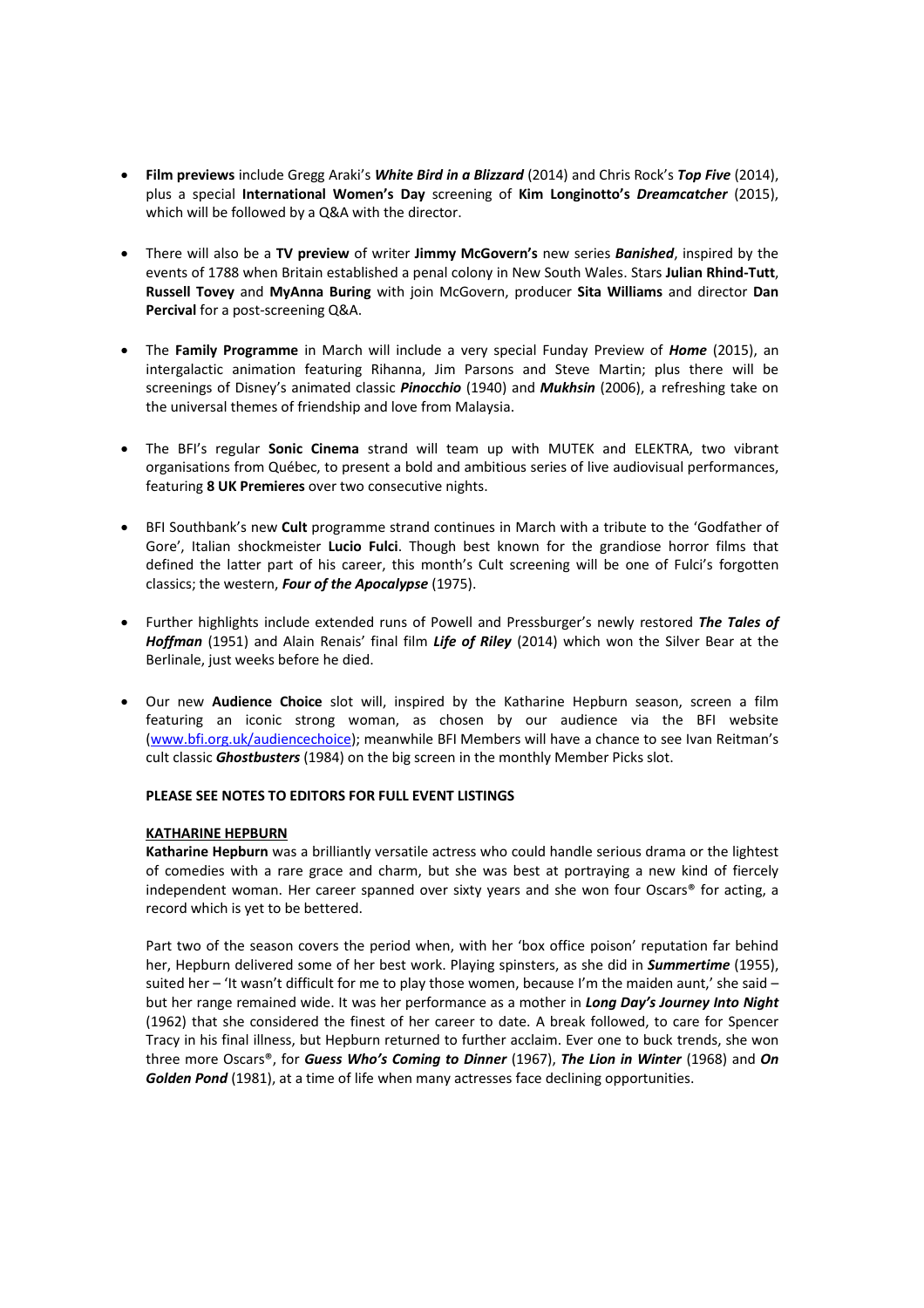- **Film previews** include Gregg Araki's ***White Bird in a Blizzard*** (2014) and Chris Rock's ***Top Five*** (2014), plus a special **International Women's Day** screening of **Kim Longinotto's** ***Dreamcatcher*** (2015), which will be followed by a Q&A with the director.

- There will also be a **TV preview** of writer **Jimmy McGovern's** new series ***Banished***, inspired by the events of 1788 when Britain established a penal colony in New South Wales. Stars **Julian Rhind-Tutt**, **Russell Tovey** and **MyAnna Buring** with join McGovern, producer **Sita Williams** and director **Dan Percival** for a post-screening Q&A.

- The **Family Programme** in March will include a very special Funday Preview of ***Home*** (2015), an intergalactic animation featuring Rihanna, Jim Parsons and Steve Martin; plus there will be screenings of Disney's animated classic ***Pinocchio*** (1940) and ***Mukhsin*** (2006), a refreshing take on the universal themes of friendship and love from Malaysia.

- The BFI's regular **Sonic Cinema** strand will team up with MUTEK and ELEKTRA, two vibrant organisations from Québec, to present a bold and ambitious series of live audiovisual performances, featuring **8 UK Premieres** over two consecutive nights.

- BFI Southbank's new **Cult** programme strand continues in March with a tribute to the 'Godfather of Gore', Italian shockmeister **Lucio Fulci**. Though best known for the grandiose horror films that defined the latter part of his career, this month's Cult screening will be one of Fulci's forgotten classics; the western, ***Four of the Apocalypse*** (1975).

- Further highlights include extended runs of Powell and Pressburger's newly restored ***The Tales of Hoffman*** (1951) and Alain Renais' final film ***Life of Riley*** (2014) which won the Silver Bear at the Berlinale, just weeks before he died.

- Our new **Audience Choice** slot will, inspired by the Katharine Hepburn season, screen a film featuring an iconic strong woman, as chosen by our audience via the BFI website (www.bfi.org.uk/audiencechoice); meanwhile BFI Members will have a chance to see Ivan Reitman's cult classic ***Ghostbusters*** (1984) on the big screen in the monthly Member Picks slot.

**PLEASE SEE NOTES TO EDITORS FOR FULL EVENT LISTINGS**

## KATHARINE HEPBURN

**Katharine Hepburn** was a brilliantly versatile actress who could handle serious drama or the lightest of comedies with a rare grace and charm, but she was best at portraying a new kind of fiercely independent woman. Her career spanned over sixty years and she won four Oscars® for acting, a record which is yet to be bettered.

Part two of the season covers the period when, with her 'box office poison' reputation far behind her, Hepburn delivered some of her best work. Playing spinsters, as she did in ***Summertime*** (1955), suited her – 'It wasn't difficult for me to play those women, because I'm the maiden aunt,' she said – but her range remained wide. It was her performance as a mother in ***Long Day's Journey Into Night*** (1962) that she considered the finest of her career to date. A break followed, to care for Spencer Tracy in his final illness, but Hepburn returned to further acclaim. Ever one to buck trends, she won three more Oscars®, for ***Guess Who's Coming to Dinner*** (1967), ***The Lion in Winter*** (1968) and ***On Golden Pond*** (1981), at a time of life when many actresses face declining opportunities.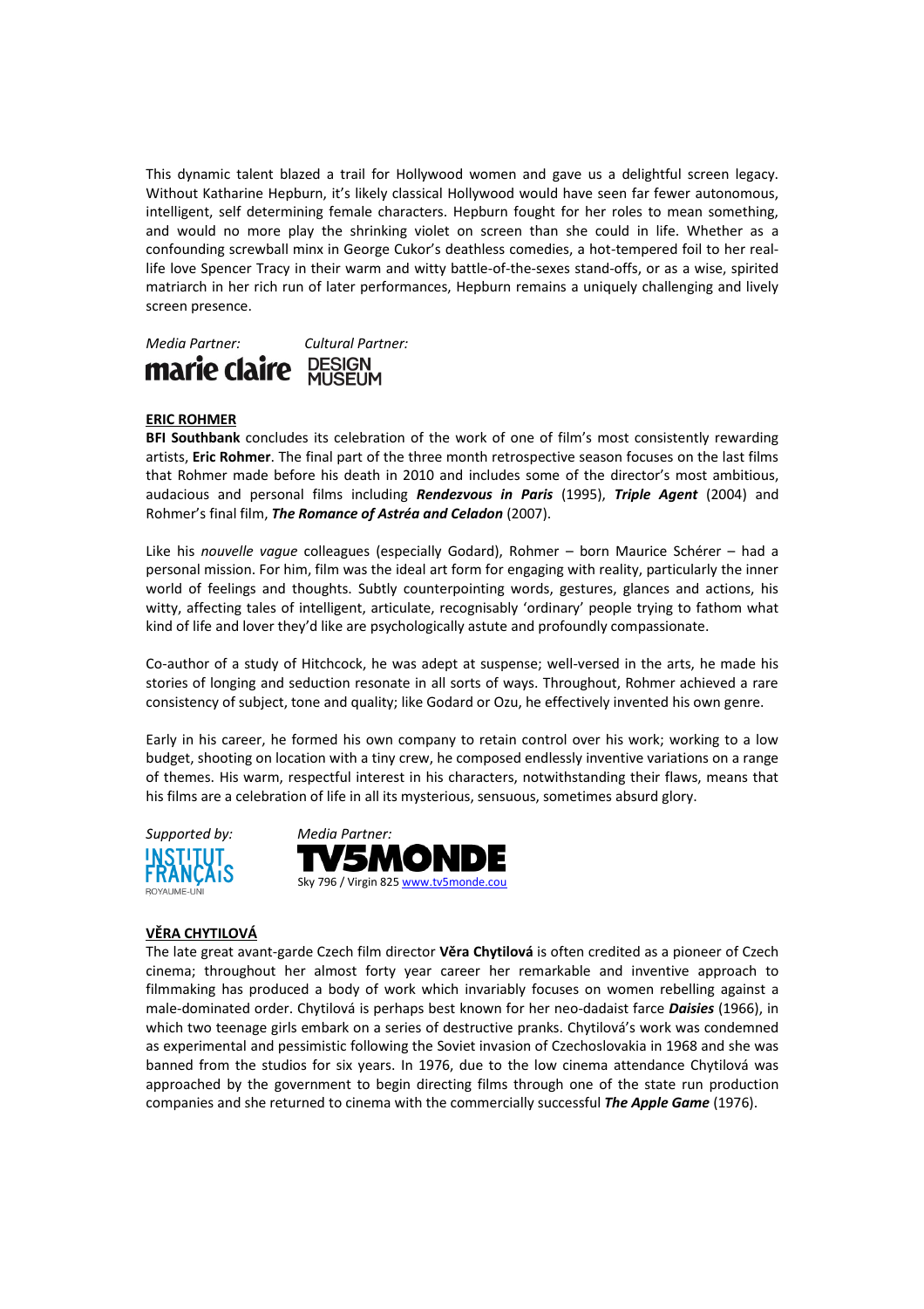This dynamic talent blazed a trail for Hollywood women and gave us a delightful screen legacy. Without Katharine Hepburn, it's likely classical Hollywood would have seen far fewer autonomous, intelligent, self determining female characters. Hepburn fought for her roles to mean something, and would no more play the shrinking violet on screen than she could in life. Whether as a confounding screwball minx in George Cukor's deathless comedies, a hot-tempered foil to her real-life love Spencer Tracy in their warm and witty battle-of-the-sexes stand-offs, or as a wise, spirited matriarch in her rich run of later performances, Hepburn remains a uniquely challenging and lively screen presence.

*Media Partner:* marie claire *Cultural Partner:* DESIGN MUSEUM

**ERIC ROHMER**

**BFI Southbank** concludes its celebration of the work of one of film's most consistently rewarding artists, **Eric Rohmer**. The final part of the three month retrospective season focuses on the last films that Rohmer made before his death in 2010 and includes some of the director's most ambitious, audacious and personal films including ***Rendezvous in Paris*** (1995), ***Triple Agent*** (2004) and Rohmer's final film, ***The Romance of Astréa and Celadon*** (2007).

Like his *nouvelle vague* colleagues (especially Godard), Rohmer – born Maurice Schérer – had a personal mission. For him, film was the ideal art form for engaging with reality, particularly the inner world of feelings and thoughts. Subtly counterpointing words, gestures, glances and actions, his witty, affecting tales of intelligent, articulate, recognisably 'ordinary' people trying to fathom what kind of life and lover they'd like are psychologically astute and profoundly compassionate.

Co-author of a study of Hitchcock, he was adept at suspense; well-versed in the arts, he made his stories of longing and seduction resonate in all sorts of ways. Throughout, Rohmer achieved a rare consistency of subject, tone and quality; like Godard or Ozu, he effectively invented his own genre.

Early in his career, he formed his own company to retain control over his work; working to a low budget, shooting on location with a tiny crew, he composed endlessly inventive variations on a range of themes. His warm, respectful interest in his characters, notwithstanding their flaws, means that his films are a celebration of life in all its mysterious, sensuous, sometimes absurd glory.

*Supported by:* INSTITUT FRANÇAIS ROYAUME-UNI *Media Partner:* TV5MONDE
Sky 796 / Virgin 825 www.tv5monde.cou

**VĚRA CHYTILOVÁ**

The late great avant-garde Czech film director **Věra Chytilová** is often credited as a pioneer of Czech cinema; throughout her almost forty year career her remarkable and inventive approach to filmmaking has produced a body of work which invariably focuses on women rebelling against a male-dominated order. Chytilová is perhaps best known for her neo-dadaist farce ***Daisies*** (1966), in which two teenage girls embark on a series of destructive pranks. Chytilová's work was condemned as experimental and pessimistic following the Soviet invasion of Czechoslovakia in 1968 and she was banned from the studios for six years. In 1976, due to the low cinema attendance Chytilová was approached by the government to begin directing films through one of the state run production companies and she returned to cinema with the commercially successful ***The Apple Game*** (1976).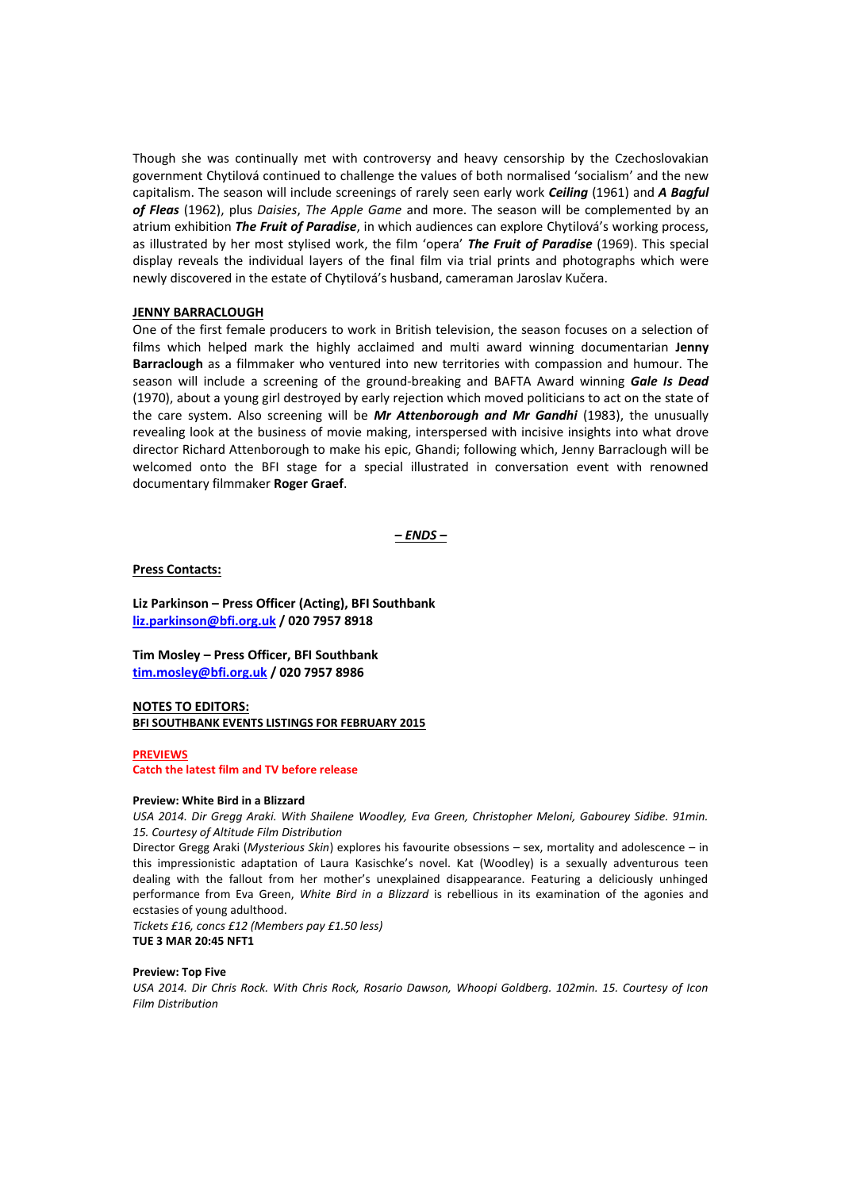Though she was continually met with controversy and heavy censorship by the Czechoslovakian government Chytilová continued to challenge the values of both normalised 'socialism' and the new capitalism. The season will include screenings of rarely seen early work ***Ceiling*** (1961) and ***A Bagful of Fleas*** (1962), plus *Daisies*, *The Apple Game* and more. The season will be complemented by an atrium exhibition ***The Fruit of Paradise***, in which audiences can explore Chytilová's working process, as illustrated by her most stylised work, the film 'opera' ***The Fruit of Paradise*** (1969). This special display reveals the individual layers of the final film via trial prints and photographs which were newly discovered in the estate of Chytilová's husband, cameraman Jaroslav Kučera.

**JENNY BARRACLOUGH**

One of the first female producers to work in British television, the season focuses on a selection of films which helped mark the highly acclaimed and multi award winning documentarian **Jenny Barraclough** as a filmmaker who ventured into new territories with compassion and humour. The season will include a screening of the ground-breaking and BAFTA Award winning ***Gale Is Dead*** (1970), about a young girl destroyed by early rejection which moved politicians to act on the state of the care system. Also screening will be ***Mr Attenborough and Mr Gandhi*** (1983), the unusually revealing look at the business of movie making, interspersed with incisive insights into what drove director Richard Attenborough to make his epic, Ghandi; following which, Jenny Barraclough will be welcomed onto the BFI stage for a special illustrated in conversation event with renowned documentary filmmaker **Roger Graef**.

***– ENDS –***

**Press Contacts:**

**Liz Parkinson – Press Officer (Acting), BFI Southbank**
**liz.parkinson@bfi.org.uk / 020 7957 8918**

**Tim Mosley – Press Officer, BFI Southbank**
**tim.mosley@bfi.org.uk / 020 7957 8986**

**NOTES TO EDITORS:**
**BFI SOUTHBANK EVENTS LISTINGS FOR FEBRUARY 2015**

**PREVIEWS**
**Catch the latest film and TV before release**

**Preview: White Bird in a Blizzard**
*USA 2014. Dir Gregg Araki. With Shailene Woodley, Eva Green, Christopher Meloni, Gabourey Sidibe. 91min. 15. Courtesy of Altitude Film Distribution*
Director Gregg Araki (*Mysterious Skin*) explores his favourite obsessions – sex, mortality and adolescence – in this impressionistic adaptation of Laura Kasischke's novel. Kat (Woodley) is a sexually adventurous teen dealing with the fallout from her mother's unexplained disappearance. Featuring a deliciously unhinged performance from Eva Green, *White Bird in a Blizzard* is rebellious in its examination of the agonies and ecstasies of young adulthood.
*Tickets £16, concs £12 (Members pay £1.50 less)*
**TUE 3 MAR 20:45 NFT1**

**Preview: Top Five**
*USA 2014. Dir Chris Rock. With Chris Rock, Rosario Dawson, Whoopi Goldberg. 102min. 15. Courtesy of Icon Film Distribution*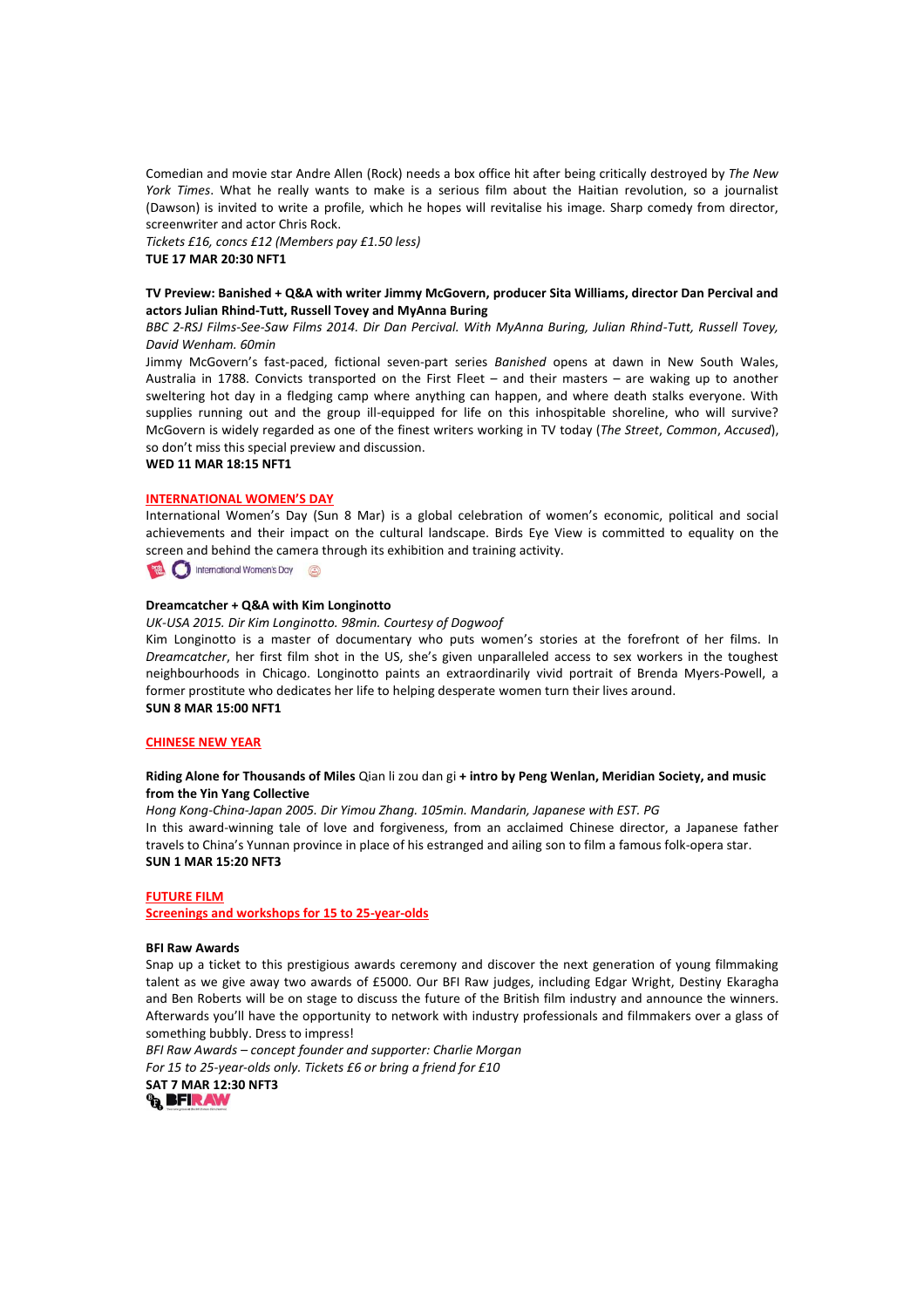Comedian and movie star Andre Allen (Rock) needs a box office hit after being critically destroyed by *The New York Times*. What he really wants to make is a serious film about the Haitian revolution, so a journalist (Dawson) is invited to write a profile, which he hopes will revitalise his image. Sharp comedy from director, screenwriter and actor Chris Rock.
*Tickets £16, concs £12 (Members pay £1.50 less)*
**TUE 17 MAR 20:30 NFT1**

**TV Preview: Banished + Q&A with writer Jimmy McGovern, producer Sita Williams, director Dan Percival and actors Julian Rhind-Tutt, Russell Tovey and MyAnna Buring**
*BBC 2-RSJ Films-See-Saw Films 2014. Dir Dan Percival. With MyAnna Buring, Julian Rhind-Tutt, Russell Tovey, David Wenham. 60min*
Jimmy McGovern's fast-paced, fictional seven-part series *Banished* opens at dawn in New South Wales, Australia in 1788. Convicts transported on the First Fleet – and their masters – are waking up to another sweltering hot day in a fledging camp where anything can happen, and where death stalks everyone. With supplies running out and the group ill-equipped for life on this inhospitable shoreline, who will survive? McGovern is widely regarded as one of the finest writers working in TV today (*The Street*, *Common*, *Accused*), so don't miss this special preview and discussion.
**WED 11 MAR 18:15 NFT1**

## INTERNATIONAL WOMEN'S DAY

International Women's Day (Sun 8 Mar) is a global celebration of women's economic, political and social achievements and their impact on the cultural landscape. Birds Eye View is committed to equality on the screen and behind the camera through its exhibition and training activity.

International Women's Day

**Dreamcatcher + Q&A with Kim Longinotto**
*UK-USA 2015. Dir Kim Longinotto. 98min. Courtesy of Dogwoof*
Kim Longinotto is a master of documentary who puts women's stories at the forefront of her films. In *Dreamcatcher*, her first film shot in the US, she's given unparalleled access to sex workers in the toughest neighbourhoods in Chicago. Longinotto paints an extraordinarily vivid portrait of Brenda Myers-Powell, a former prostitute who dedicates her life to helping desperate women turn their lives around.
**SUN 8 MAR 15:00 NFT1**

## CHINESE NEW YEAR

**Riding Alone for Thousands of Miles** Qian li zou dan gi **+ intro by Peng Wenlan, Meridian Society, and music from the Yin Yang Collective**
*Hong Kong-China-Japan 2005. Dir Yimou Zhang. 105min. Mandarin, Japanese with EST. PG*
In this award-winning tale of love and forgiveness, from an acclaimed Chinese director, a Japanese father travels to China's Yunnan province in place of his estranged and ailing son to film a famous folk-opera star.
**SUN 1 MAR 15:20 NFT3**

## FUTURE FILM
## Screenings and workshops for 15 to 25-year-olds

**BFI Raw Awards**
Snap up a ticket to this prestigious awards ceremony and discover the next generation of young filmmaking talent as we give away two awards of £5000. Our BFI Raw judges, including Edgar Wright, Destiny Ekaragha and Ben Roberts will be on stage to discuss the future of the British film industry and announce the winners. Afterwards you'll have the opportunity to network with industry professionals and filmmakers over a glass of something bubbly. Dress to impress!
*BFI Raw Awards – concept founder and supporter: Charlie Morgan*
*For 15 to 25-year-olds only. Tickets £6 or bring a friend for £10*
**SAT 7 MAR 12:30 NFT3**

BFI RAW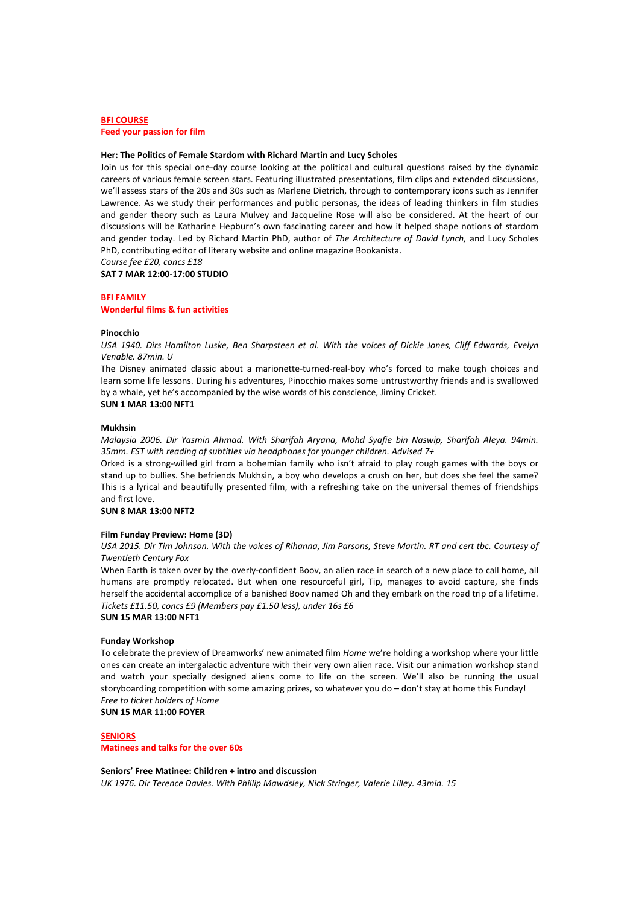## BFI COURSE

**Feed your passion for film**

### Her: The Politics of Female Stardom with Richard Martin and Lucy Scholes

Join us for this special one-day course looking at the political and cultural questions raised by the dynamic careers of various female screen stars. Featuring illustrated presentations, film clips and extended discussions, we'll assess stars of the 20s and 30s such as Marlene Dietrich, through to contemporary icons such as Jennifer Lawrence. As we study their performances and public personas, the ideas of leading thinkers in film studies and gender theory such as Laura Mulvey and Jacqueline Rose will also be considered. At the heart of our discussions will be Katharine Hepburn's own fascinating career and how it helped shape notions of stardom and gender today. Led by Richard Martin PhD, author of *The Architecture of David Lynch,* and Lucy Scholes PhD, contributing editor of literary website and online magazine Bookanista.

*Course fee £20, concs £18*

**SAT 7 MAR 12:00-17:00 STUDIO**

## BFI FAMILY

**Wonderful films & fun activities**

### Pinocchio

*USA 1940. Dirs Hamilton Luske, Ben Sharpsteen et al. With the voices of Dickie Jones, Cliff Edwards, Evelyn Venable. 87min. U*

The Disney animated classic about a marionette-turned-real-boy who's forced to make tough choices and learn some life lessons. During his adventures, Pinocchio makes some untrustworthy friends and is swallowed by a whale, yet he's accompanied by the wise words of his conscience, Jiminy Cricket.

**SUN 1 MAR 13:00 NFT1**

### Mukhsin

*Malaysia 2006. Dir Yasmin Ahmad. With Sharifah Aryana, Mohd Syafie bin Naswip, Sharifah Aleya. 94min. 35mm. EST with reading of subtitles via headphones for younger children. Advised 7+*

Orked is a strong-willed girl from a bohemian family who isn't afraid to play rough games with the boys or stand up to bullies. She befriends Mukhsin, a boy who develops a crush on her, but does she feel the same? This is a lyrical and beautifully presented film, with a refreshing take on the universal themes of friendships and first love.

**SUN 8 MAR 13:00 NFT2**

### Film Funday Preview: Home (3D)

*USA 2015. Dir Tim Johnson. With the voices of Rihanna, Jim Parsons, Steve Martin. RT and cert tbc. Courtesy of Twentieth Century Fox*

When Earth is taken over by the overly-confident Boov, an alien race in search of a new place to call home, all humans are promptly relocated. But when one resourceful girl, Tip, manages to avoid capture, she finds herself the accidental accomplice of a banished Boov named Oh and they embark on the road trip of a lifetime.

*Tickets £11.50, concs £9 (Members pay £1.50 less), under 16s £6*

**SUN 15 MAR 13:00 NFT1**

### Funday Workshop

To celebrate the preview of Dreamworks' new animated film *Home* we're holding a workshop where your little ones can create an intergalactic adventure with their very own alien race. Visit our animation workshop stand and watch your specially designed aliens come to life on the screen. We'll also be running the usual storyboarding competition with some amazing prizes, so whatever you do – don't stay at home this Funday!

*Free to ticket holders of Home*

**SUN 15 MAR 11:00 FOYER**

## SENIORS

**Matinees and talks for the over 60s**

### Seniors' Free Matinee: Children + intro and discussion

*UK 1976. Dir Terence Davies. With Phillip Mawdsley, Nick Stringer, Valerie Lilley. 43min. 15*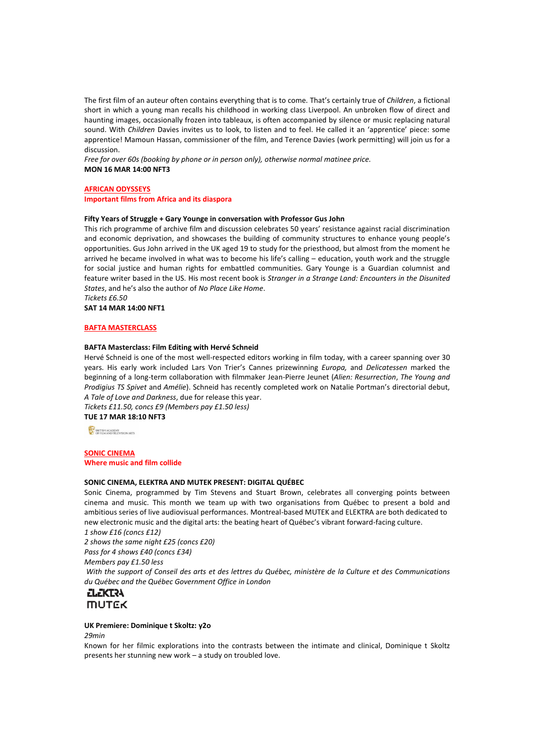The first film of an auteur often contains everything that is to come. That's certainly true of *Children*, a fictional short in which a young man recalls his childhood in working class Liverpool. An unbroken flow of direct and haunting images, occasionally frozen into tableaux, is often accompanied by silence or music replacing natural sound. With *Children* Davies invites us to look, to listen and to feel. He called it an 'apprentice' piece: some apprentice! Mamoun Hassan, commissioner of the film, and Terence Davies (work permitting) will join us for a discussion.

*Free for over 60s (booking by phone or in person only), otherwise normal matinee price.*

**MON 16 MAR 14:00 NFT3**

## AFRICAN ODYSSEYS

**Important films from Africa and its diaspora**

### Fifty Years of Struggle + Gary Younge in conversation with Professor Gus John

This rich programme of archive film and discussion celebrates 50 years' resistance against racial discrimination and economic deprivation, and showcases the building of community structures to enhance young people's opportunities. Gus John arrived in the UK aged 19 to study for the priesthood, but almost from the moment he arrived he became involved in what was to become his life's calling – education, youth work and the struggle for social justice and human rights for embattled communities. Gary Younge is a Guardian columnist and feature writer based in the US. His most recent book is *Stranger in a Strange Land: Encounters in the Disunited States*, and he's also the author of *No Place Like Home*.

*Tickets £6.50*

**SAT 14 MAR 14:00 NFT1**

## BAFTA MASTERCLASS

### BAFTA Masterclass: Film Editing with Hervé Schneid

Hervé Schneid is one of the most well-respected editors working in film today, with a career spanning over 30 years. His early work included Lars Von Trier's Cannes prizewinning *Europa,* and *Delicatessen* marked the beginning of a long-term collaboration with filmmaker Jean-Pierre Jeunet (*Alien: Resurrection*, *The Young and Prodigius TS Spivet* and *Amélie*). Schneid has recently completed work on Natalie Portman's directorial debut, *A Tale of Love and Darkness*, due for release this year.

*Tickets £11.50, concs £9 (Members pay £1.50 less)*

**TUE 17 MAR 18:10 NFT3**

BRITISH ACADEMY OF FILM AND TELEVISION ARTS

## SONIC CINEMA

**Where music and film collide**

### SONIC CINEMA, ELEKTRA AND MUTEK PRESENT: DIGITAL QUÉBEC

Sonic Cinema, programmed by Tim Stevens and Stuart Brown, celebrates all converging points between cinema and music. This month we team up with two organisations from Québec to present a bold and ambitious series of live audiovisual performances. Montreal-based MUTEK and ELEKTRA are both dedicated to new electronic music and the digital arts: the beating heart of Québec's vibrant forward-facing culture.

*1 show £16 (concs £12)*

*2 shows the same night £25 (concs £20)*

*Pass for 4 shows £40 (concs £34)*

*Members pay £1.50 less*

*With the support of Conseil des arts et des lettres du Québec, ministère de la Culture et des Communications du Québec and the Québec Government Office in London*

ELEKTRA

MUTEK

### UK Premiere: Dominique t Skoltz: y2o

*29min*

Known for her filmic explorations into the contrasts between the intimate and clinical, Dominique t Skoltz presents her stunning new work – a study on troubled love.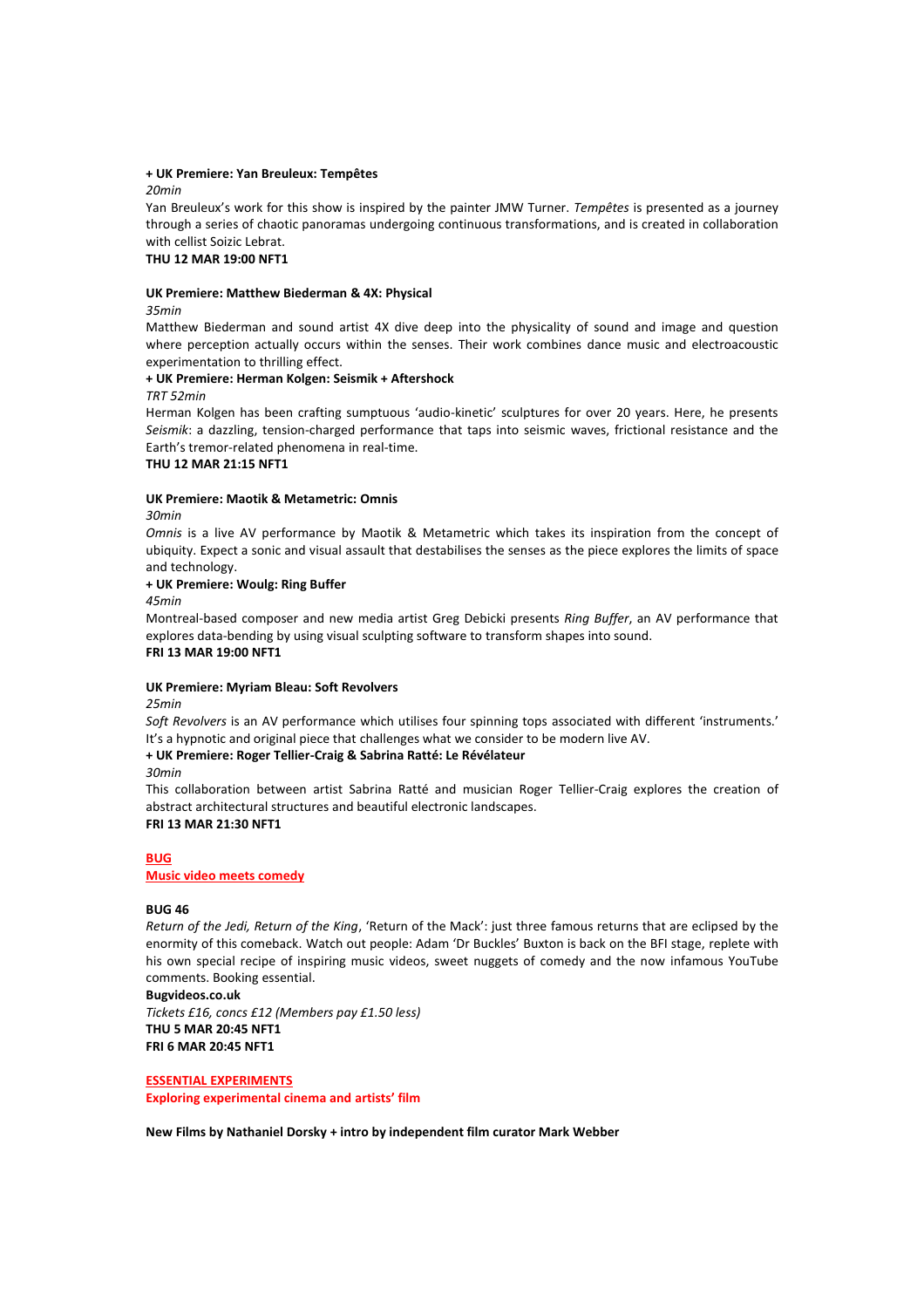**+ UK Premiere: Yan Breuleux: Tempêtes**

*20min*

Yan Breuleux's work for this show is inspired by the painter JMW Turner. *Tempêtes* is presented as a journey through a series of chaotic panoramas undergoing continuous transformations, and is created in collaboration with cellist Soizic Lebrat.

**THU 12 MAR 19:00 NFT1**

**UK Premiere: Matthew Biederman & 4X: Physical**

*35min*

Matthew Biederman and sound artist 4X dive deep into the physicality of sound and image and question where perception actually occurs within the senses. Their work combines dance music and electroacoustic experimentation to thrilling effect.

**+ UK Premiere: Herman Kolgen: Seismik + Aftershock**

*TRT 52min*

Herman Kolgen has been crafting sumptuous 'audio-kinetic' sculptures for over 20 years. Here, he presents *Seismik*: a dazzling, tension-charged performance that taps into seismic waves, frictional resistance and the Earth's tremor-related phenomena in real-time.

**THU 12 MAR 21:15 NFT1**

**UK Premiere: Maotik & Metametric: Omnis**

*30min*

*Omnis* is a live AV performance by Maotik & Metametric which takes its inspiration from the concept of ubiquity. Expect a sonic and visual assault that destabilises the senses as the piece explores the limits of space and technology.

**+ UK Premiere: Woulg: Ring Buffer**

*45min*

Montreal-based composer and new media artist Greg Debicki presents *Ring Buffer*, an AV performance that explores data-bending by using visual sculpting software to transform shapes into sound.

**FRI 13 MAR 19:00 NFT1**

**UK Premiere: Myriam Bleau: Soft Revolvers**

*25min*

*Soft Revolvers* is an AV performance which utilises four spinning tops associated with different 'instruments.' It's a hypnotic and original piece that challenges what we consider to be modern live AV.

**+ UK Premiere: Roger Tellier-Craig & Sabrina Ratté: Le Révélateur**

*30min*

This collaboration between artist Sabrina Ratté and musician Roger Tellier-Craig explores the creation of abstract architectural structures and beautiful electronic landscapes.

**FRI 13 MAR 21:30 NFT1**

## BUG

**Music video meets comedy**

**BUG 46**

*Return of the Jedi*, *Return of the King*, 'Return of the Mack': just three famous returns that are eclipsed by the enormity of this comeback. Watch out people: Adam 'Dr Buckles' Buxton is back on the BFI stage, replete with his own special recipe of inspiring music videos, sweet nuggets of comedy and the now infamous YouTube comments. Booking essential.

**Bugvideos.co.uk**

*Tickets £16, concs £12 (Members pay £1.50 less)*

**THU 5 MAR 20:45 NFT1**

**FRI 6 MAR 20:45 NFT1**

## ESSENTIAL EXPERIMENTS

**Exploring experimental cinema and artists' film**

**New Films by Nathaniel Dorsky + intro by independent film curator Mark Webber**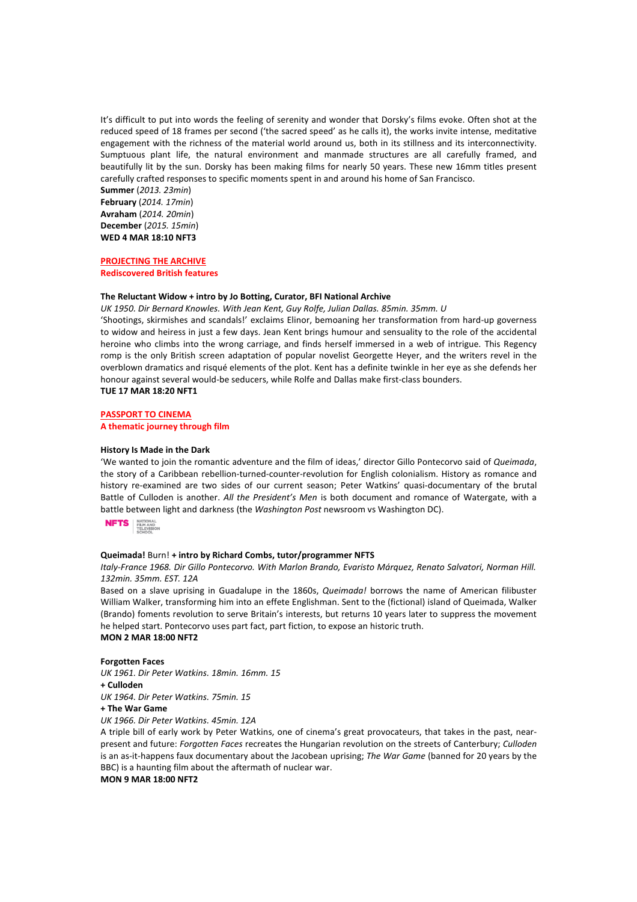It's difficult to put into words the feeling of serenity and wonder that Dorsky's films evoke. Often shot at the reduced speed of 18 frames per second ('the sacred speed' as he calls it), the works invite intense, meditative engagement with the richness of the material world around us, both in its stillness and its interconnectivity. Sumptuous plant life, the natural environment and manmade structures are all carefully framed, and beautifully lit by the sun. Dorsky has been making films for nearly 50 years. These new 16mm titles present carefully crafted responses to specific moments spent in and around his home of San Francisco.

**Summer** (*2013. 23min*)
**February** (*2014. 17min*)
**Avraham** (*2014. 20min*)
**December** (*2015. 15min*)
**WED 4 MAR 18:10 NFT3**

## PROJECTING THE ARCHIVE

**Rediscovered British features**

### The Reluctant Widow + intro by Jo Botting, Curator, BFI National Archive

*UK 1950. Dir Bernard Knowles. With Jean Kent, Guy Rolfe, Julian Dallas. 85min. 35mm. U*

'Shootings, skirmishes and scandals!' exclaims Elinor, bemoaning her transformation from hard-up governess to widow and heiress in just a few days. Jean Kent brings humour and sensuality to the role of the accidental heroine who climbs into the wrong carriage, and finds herself immersed in a web of intrigue. This Regency romp is the only British screen adaptation of popular novelist Georgette Heyer, and the writers revel in the overblown dramatics and risqué elements of the plot. Kent has a definite twinkle in her eye as she defends her honour against several would-be seducers, while Rolfe and Dallas make first-class bounders.

**TUE 17 MAR 18:20 NFT1**

## PASSPORT TO CINEMA

**A thematic journey through film**

### History Is Made in the Dark

'We wanted to join the romantic adventure and the film of ideas,' director Gillo Pontecorvo said of *Queimada*, the story of a Caribbean rebellion-turned-counter-revolution for English colonialism. History as romance and history re-examined are two sides of our current season; Peter Watkins' quasi-documentary of the brutal Battle of Culloden is another. *All the President's Men* is both document and romance of Watergate, with a battle between light and darkness (the *Washington Post* newsroom vs Washington DC).

NFTS | NATIONAL FILM AND TELEVISION SCHOOL

### Queimada! Burn! + intro by Richard Combs, tutor/programmer NFTS

*Italy-France 1968. Dir Gillo Pontecorvo. With Marlon Brando, Evaristo Márquez, Renato Salvatori, Norman Hill. 132min. 35mm. EST. 12A*

Based on a slave uprising in Guadalupe in the 1860s, *Queimada!* borrows the name of American filibuster William Walker, transforming him into an effete Englishman. Sent to the (fictional) island of Queimada, Walker (Brando) foments revolution to serve Britain's interests, but returns 10 years later to suppress the movement he helped start. Pontecorvo uses part fact, part fiction, to expose an historic truth.

**MON 2 MAR 18:00 NFT2**

### Forgotten Faces

*UK 1961. Dir Peter Watkins. 18min. 16mm. 15*

**+ Culloden**

*UK 1964. Dir Peter Watkins. 75min. 15*

**+ The War Game**

*UK 1966. Dir Peter Watkins. 45min. 12A*

A triple bill of early work by Peter Watkins, one of cinema's great provocateurs, that takes in the past, near-present and future: *Forgotten Faces* recreates the Hungarian revolution on the streets of Canterbury; *Culloden* is an as-it-happens faux documentary about the Jacobean uprising; *The War Game* (banned for 20 years by the BBC) is a haunting film about the aftermath of nuclear war.

**MON 9 MAR 18:00 NFT2**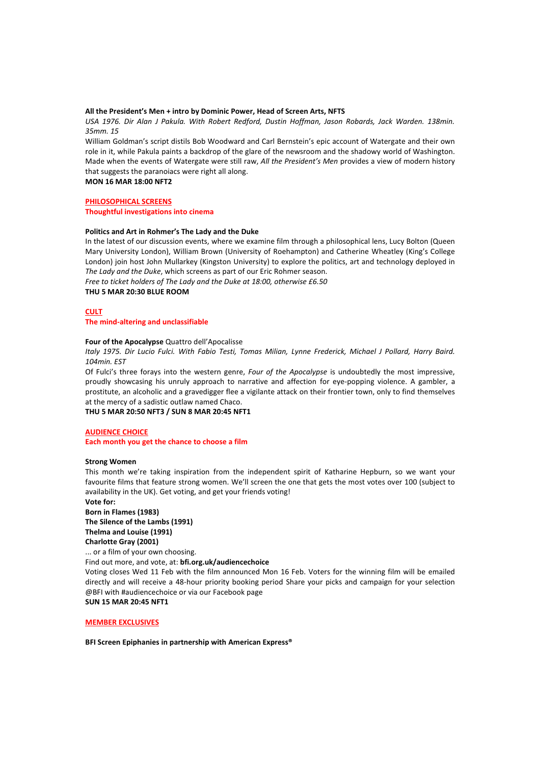**All the President's Men + intro by Dominic Power, Head of Screen Arts, NFTS**

*USA 1976. Dir Alan J Pakula. With Robert Redford, Dustin Hoffman, Jason Robards, Jack Warden. 138min. 35mm. 15*

William Goldman's script distils Bob Woodward and Carl Bernstein's epic account of Watergate and their own role in it, while Pakula paints a backdrop of the glare of the newsroom and the shadowy world of Washington. Made when the events of Watergate were still raw, *All the President's Men* provides a view of modern history that suggests the paranoiacs were right all along.

**MON 16 MAR 18:00 NFT2**

## PHILOSOPHICAL SCREENS

**Thoughtful investigations into cinema**

**Politics and Art in Rohmer's The Lady and the Duke**

In the latest of our discussion events, where we examine film through a philosophical lens, Lucy Bolton (Queen Mary University London), William Brown (University of Roehampton) and Catherine Wheatley (King's College London) join host John Mullarkey (Kingston University) to explore the politics, art and technology deployed in *The Lady and the Duke*, which screens as part of our Eric Rohmer season.

*Free to ticket holders of The Lady and the Duke at 18:00, otherwise £6.50*

**THU 5 MAR 20:30 BLUE ROOM**

## CULT

**The mind-altering and unclassifiable**

**Four of the Apocalypse** Quattro dell'Apocalisse

*Italy 1975. Dir Lucio Fulci. With Fabio Testi, Tomas Milian, Lynne Frederick, Michael J Pollard, Harry Baird. 104min. EST*

Of Fulci's three forays into the western genre, *Four of the Apocalypse* is undoubtedly the most impressive, proudly showcasing his unruly approach to narrative and affection for eye-popping violence. A gambler, a prostitute, an alcoholic and a gravedigger flee a vigilante attack on their frontier town, only to find themselves at the mercy of a sadistic outlaw named Chaco.

**THU 5 MAR 20:50 NFT3 / SUN 8 MAR 20:45 NFT1**

## AUDIENCE CHOICE

**Each month you get the chance to choose a film**

**Strong Women**

This month we're taking inspiration from the independent spirit of Katharine Hepburn, so we want your favourite films that feature strong women. We'll screen the one that gets the most votes over 100 (subject to availability in the UK). Get voting, and get your friends voting!

**Vote for:**
**Born in Flames (1983)**
**The Silence of the Lambs (1991)**
**Thelma and Louise (1991)**
**Charlotte Gray (2001)**

... or a film of your own choosing.

Find out more, and vote, at: **bfi.org.uk/audiencechoice**

Voting closes Wed 11 Feb with the film announced Mon 16 Feb. Voters for the winning film will be emailed directly and will receive a 48-hour priority booking period Share your picks and campaign for your selection @BFI with #audiencechoice or via our Facebook page

**SUN 15 MAR 20:45 NFT1**

## MEMBER EXCLUSIVES

**BFI Screen Epiphanies in partnership with American Express®**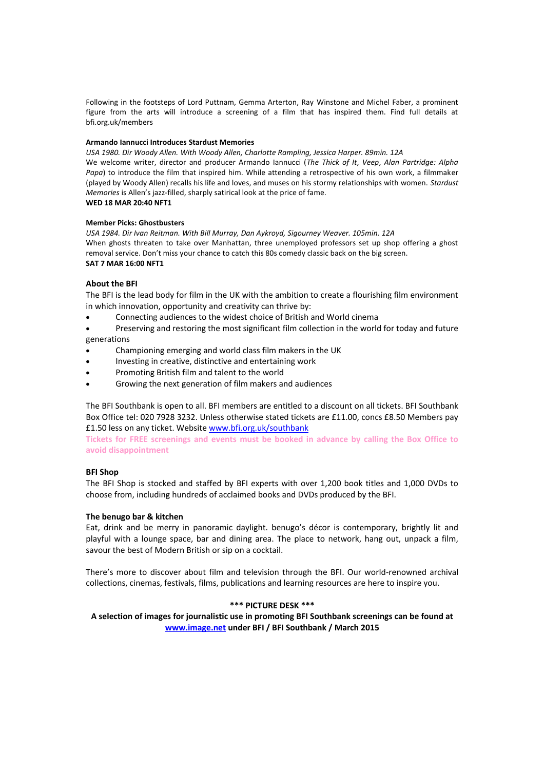Following in the footsteps of Lord Puttnam, Gemma Arterton, Ray Winstone and Michel Faber, a prominent figure from the arts will introduce a screening of a film that has inspired them. Find full details at bfi.org.uk/members

**Armando Iannucci Introduces Stardust Memories**

*USA 1980. Dir Woody Allen. With Woody Allen, Charlotte Rampling, Jessica Harper. 89min. 12A*

We welcome writer, director and producer Armando Iannucci (*The Thick of It*, *Veep*, *Alan Partridge: Alpha Papa*) to introduce the film that inspired him. While attending a retrospective of his own work, a filmmaker (played by Woody Allen) recalls his life and loves, and muses on his stormy relationships with women. *Stardust Memories* is Allen's jazz-filled, sharply satirical look at the price of fame.

**WED 18 MAR 20:40 NFT1**

**Member Picks: Ghostbusters**

*USA 1984. Dir Ivan Reitman. With Bill Murray, Dan Aykroyd, Sigourney Weaver. 105min. 12A*

When ghosts threaten to take over Manhattan, three unemployed professors set up shop offering a ghost removal service. Don't miss your chance to catch this 80s comedy classic back on the big screen.

**SAT 7 MAR 16:00 NFT1**

**About the BFI**

The BFI is the lead body for film in the UK with the ambition to create a flourishing film environment in which innovation, opportunity and creativity can thrive by:

- Connecting audiences to the widest choice of British and World cinema
- Preserving and restoring the most significant film collection in the world for today and future generations
- Championing emerging and world class film makers in the UK
- Investing in creative, distinctive and entertaining work
- Promoting British film and talent to the world
- Growing the next generation of film makers and audiences

The BFI Southbank is open to all. BFI members are entitled to a discount on all tickets. BFI Southbank Box Office tel: 020 7928 3232. Unless otherwise stated tickets are £11.00, concs £8.50 Members pay £1.50 less on any ticket. Website www.bfi.org.uk/southbank

**Tickets for FREE screenings and events must be booked in advance by calling the Box Office to avoid disappointment**

**BFI Shop**

The BFI Shop is stocked and staffed by BFI experts with over 1,200 book titles and 1,000 DVDs to choose from, including hundreds of acclaimed books and DVDs produced by the BFI.

**The benugo bar & kitchen**

Eat, drink and be merry in panoramic daylight. benugo's décor is contemporary, brightly lit and playful with a lounge space, bar and dining area. The place to network, hang out, unpack a film, savour the best of Modern British or sip on a cocktail.

There's more to discover about film and television through the BFI. Our world-renowned archival collections, cinemas, festivals, films, publications and learning resources are here to inspire you.

**\*\*\* PICTURE DESK \*\*\***

**A selection of images for journalistic use in promoting BFI Southbank screenings can be found at www.image.net under BFI / BFI Southbank / March 2015**